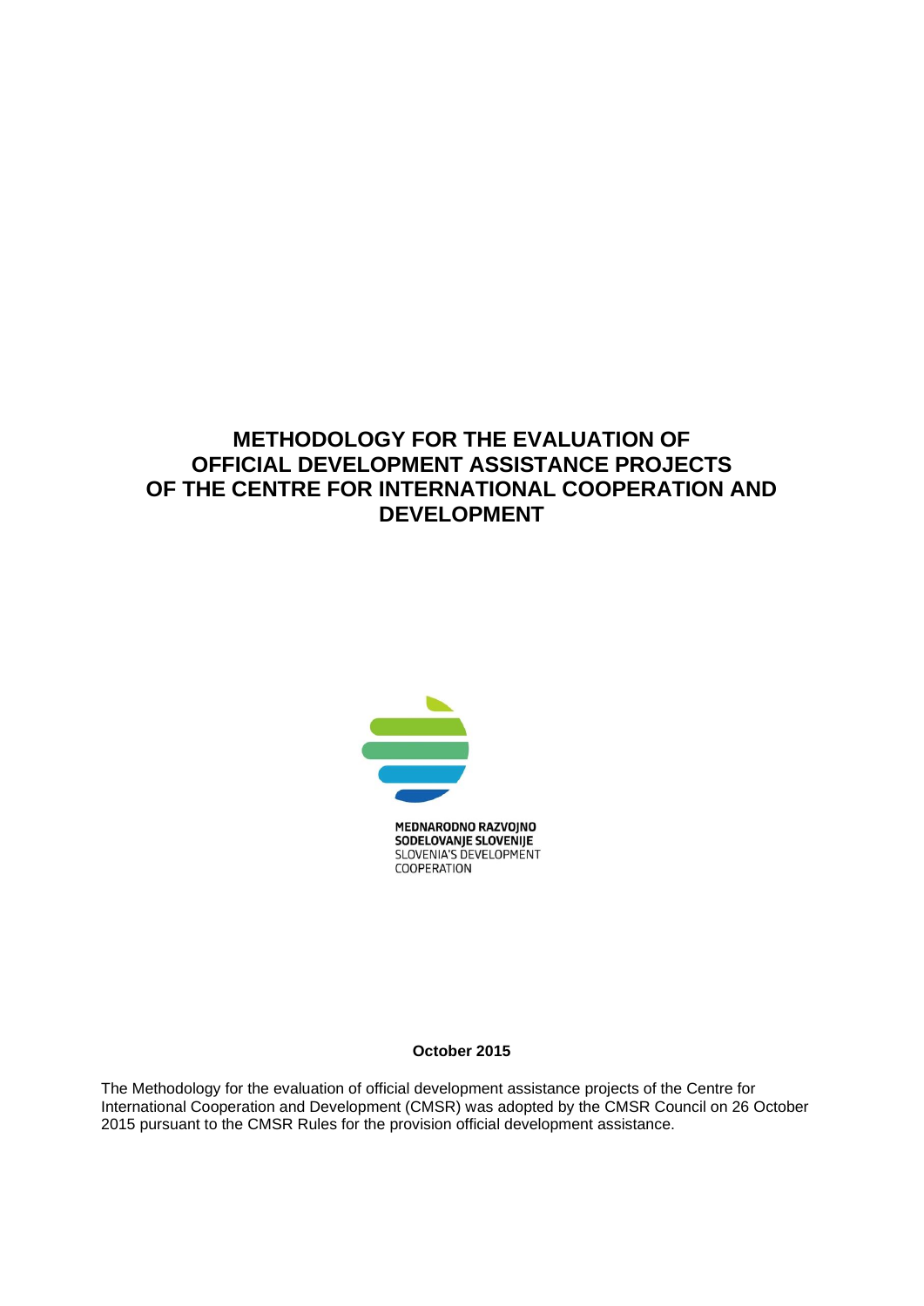# METHODOLOGY FOR THE EVALUATION OF OFFICIAL DEVELOPMENT ASSISTANCE PROJECTS OF THE CENTRE FOR INTERNATIONAL COOPERATION AND DEVELOPMENT

MEDNARODNO RAZVOJNO SODELOVANJE SLOVENIJE
SLOVENIA'S DEVELOPMENT COOPERATION

**October 2015**

The Methodology for the evaluation of official development assistance projects of the Centre for International Cooperation and Development (CMSR) was adopted by the CMSR Council on 26 October 2015 pursuant to the CMSR Rules for the provision official development assistance.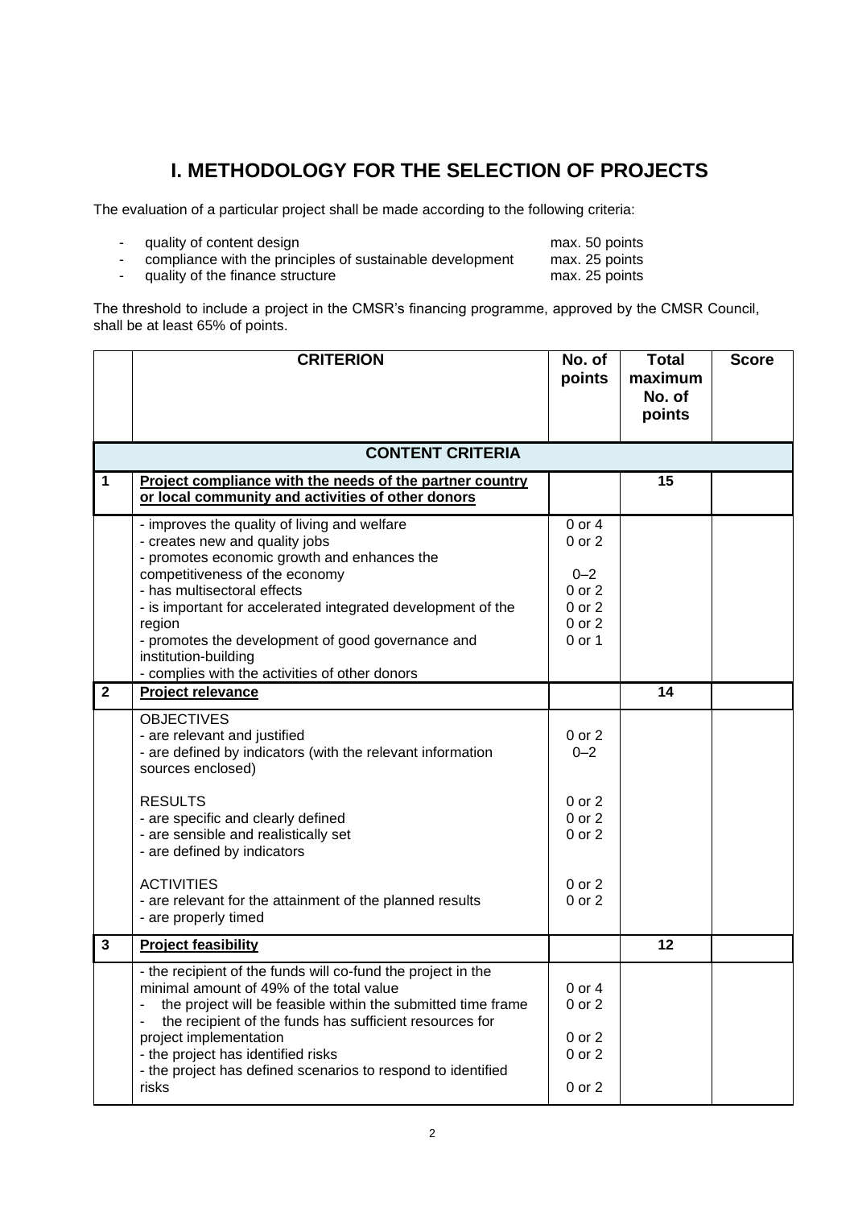# I. METHODOLOGY FOR THE SELECTION OF PROJECTS

The evaluation of a particular project shall be made according to the following criteria:

- quality of content design — max. 50 points
- compliance with the principles of sustainable development — max. 25 points
- quality of the finance structure — max. 25 points

The threshold to include a project in the CMSR's financing programme, approved by the CMSR Council, shall be at least 65% of points.

| | CRITERION | No. of points | Total maximum No. of points | Score |
|---|---|---|---|---|
| | **CONTENT CRITERIA** | | | |
| **1** | **Project compliance with the needs of the partner country or local community and activities of other donors** | | **15** | |
| | - improves the quality of living and welfare<br>- creates new and quality jobs<br>- promotes economic growth and enhances the competitiveness of the economy<br>- has multisectoral effects<br>- is important for accelerated integrated development of the region<br>- promotes the development of good governance and institution-building<br>- complies with the activities of other donors | 0 or 4<br>0 or 2<br>0–2<br>0 or 2<br>0 or 2<br>0 or 2<br>0 or 1 | | |
| **2** | **Project relevance** | | **14** | |
| | OBJECTIVES<br>- are relevant and justified<br>- are defined by indicators (with the relevant information sources enclosed)<br><br>RESULTS<br>- are specific and clearly defined<br>- are sensible and realistically set<br>- are defined by indicators<br><br>ACTIVITIES<br>- are relevant for the attainment of the planned results<br>- are properly timed | 0 or 2<br>0–2<br><br>0 or 2<br>0 or 2<br>0 or 2<br><br>0 or 2<br>0 or 2 | | |
| **3** | **Project feasibility** | | **12** | |
| | - the recipient of the funds will co-fund the project in the minimal amount of 49% of the total value<br>- the project will be feasible within the submitted time frame<br>- the recipient of the funds has sufficient resources for project implementation<br>- the project has identified risks<br>- the project has defined scenarios to respond to identified risks | 0 or 4<br>0 or 2<br>0 or 2<br>0 or 2<br>0 or 2 | | |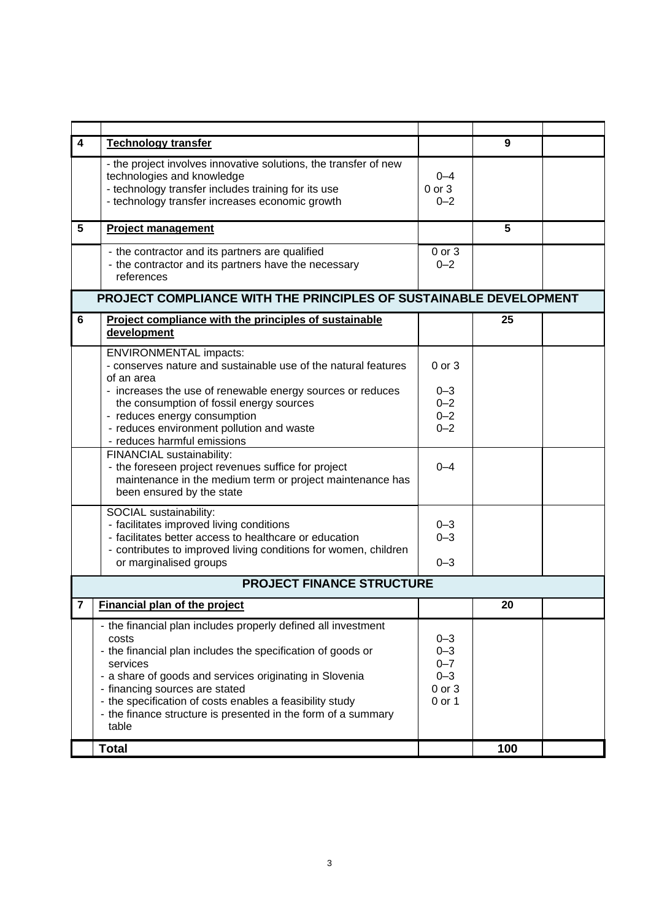| | | | | |
|---|---|---|---|---|
| **4** | **Technology transfer** | | **9** | |
| | - the project involves innovative solutions, the transfer of new technologies and knowledge<br>- technology transfer includes training for its use<br>- technology transfer increases economic growth | 0–4<br>0 or 3<br>0–2 | | |
| **5** | **Project management** | | **5** | |
| | - the contractor and its partners are qualified<br>- the contractor and its partners have the necessary references | 0 or 3<br>0–2 | | |
| **PROJECT COMPLIANCE WITH THE PRINCIPLES OF SUSTAINABLE DEVELOPMENT** | | | | |
| **6** | **Project compliance with the principles of sustainable development** | | **25** | |
| | ENVIRONMENTAL impacts:<br>- conserves nature and sustainable use of the natural features of an area<br>- increases the use of renewable energy sources or reduces the consumption of fossil energy sources<br>- reduces energy consumption<br>- reduces environment pollution and waste<br>- reduces harmful emissions | 0 or 3<br><br>0–3<br>0–2<br>0–2<br>0–2 | | |
| | FINANCIAL sustainability:<br>- the foreseen project revenues suffice for project maintenance in the medium term or project maintenance has been ensured by the state | 0–4 | | |
| | SOCIAL sustainability:<br>- facilitates improved living conditions<br>- facilitates better access to healthcare or education<br>- contributes to improved living conditions for women, children or marginalised groups | 0–3<br>0–3<br>0–3 | | |
| **PROJECT FINANCE STRUCTURE** | | | | |
| **7** | **Financial plan of the project** | | **20** | |
| | - the financial plan includes properly defined all investment costs<br>- the financial plan includes the specification of goods or services<br>- a share of goods and services originating in Slovenia<br>- financing sources are stated<br>- the specification of costs enables a feasibility study<br>- the finance structure is presented in the form of a summary table | 0–3<br>0–3<br>0–7<br>0–3<br>0 or 3<br>0 or 1 | | |
| | **Total** | | **100** | |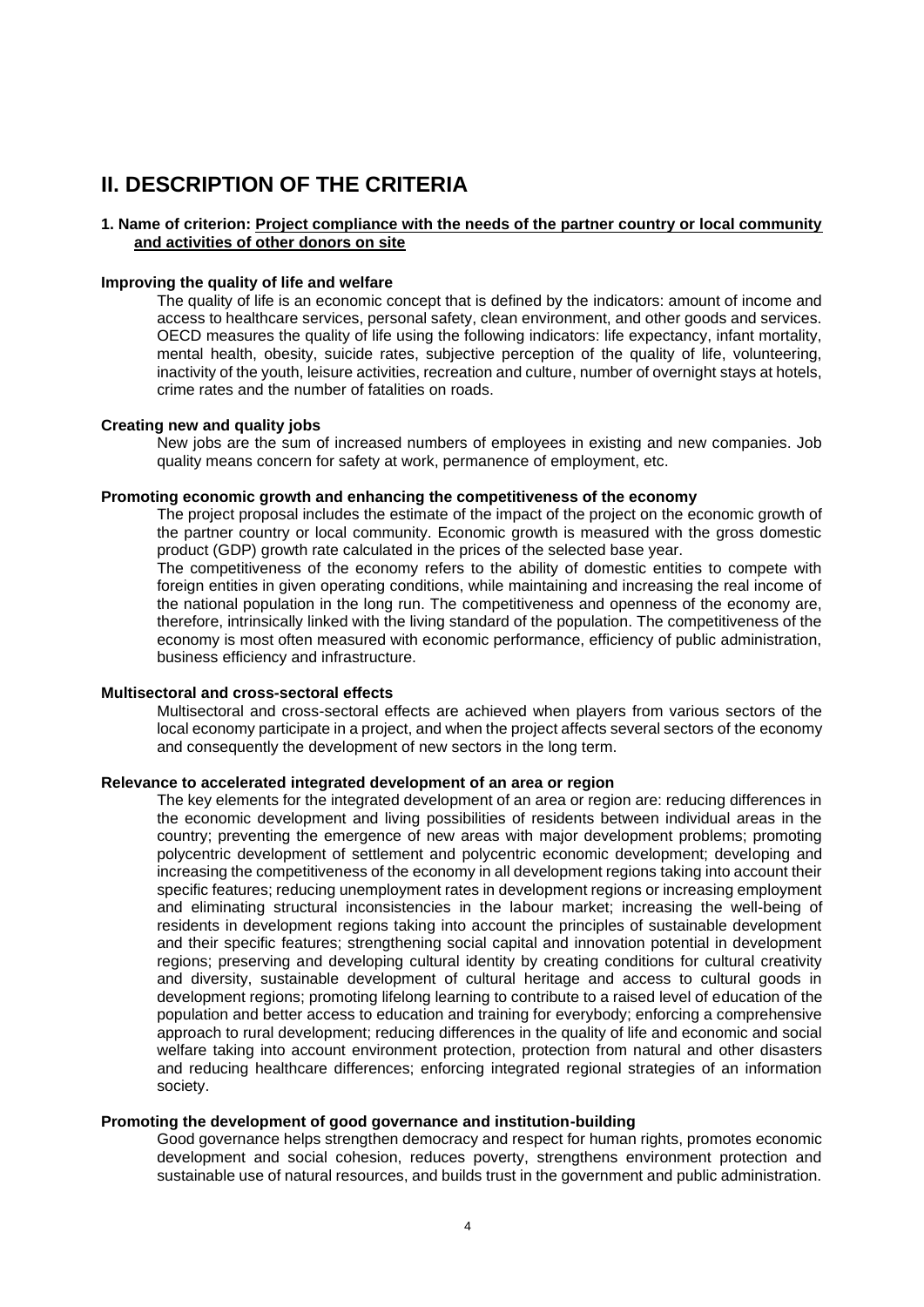# II. DESCRIPTION OF THE CRITERIA

### 1. Name of criterion: Project compliance with the needs of the partner country or local community and activities of other donors on site

**Improving the quality of life and welfare**

The quality of life is an economic concept that is defined by the indicators: amount of income and access to healthcare services, personal safety, clean environment, and other goods and services. OECD measures the quality of life using the following indicators: life expectancy, infant mortality, mental health, obesity, suicide rates, subjective perception of the quality of life, volunteering, inactivity of the youth, leisure activities, recreation and culture, number of overnight stays at hotels, crime rates and the number of fatalities on roads.

**Creating new and quality jobs**

New jobs are the sum of increased numbers of employees in existing and new companies. Job quality means concern for safety at work, permanence of employment, etc.

**Promoting economic growth and enhancing the competitiveness of the economy**

The project proposal includes the estimate of the impact of the project on the economic growth of the partner country or local community. Economic growth is measured with the gross domestic product (GDP) growth rate calculated in the prices of the selected base year.

The competitiveness of the economy refers to the ability of domestic entities to compete with foreign entities in given operating conditions, while maintaining and increasing the real income of the national population in the long run. The competitiveness and openness of the economy are, therefore, intrinsically linked with the living standard of the population. The competitiveness of the economy is most often measured with economic performance, efficiency of public administration, business efficiency and infrastructure.

**Multisectoral and cross-sectoral effects**

Multisectoral and cross-sectoral effects are achieved when players from various sectors of the local economy participate in a project, and when the project affects several sectors of the economy and consequently the development of new sectors in the long term.

**Relevance to accelerated integrated development of an area or region**

The key elements for the integrated development of an area or region are: reducing differences in the economic development and living possibilities of residents between individual areas in the country; preventing the emergence of new areas with major development problems; promoting polycentric development of settlement and polycentric economic development; developing and increasing the competitiveness of the economy in all development regions taking into account their specific features; reducing unemployment rates in development regions or increasing employment and eliminating structural inconsistencies in the labour market; increasing the well-being of residents in development regions taking into account the principles of sustainable development and their specific features; strengthening social capital and innovation potential in development regions; preserving and developing cultural identity by creating conditions for cultural creativity and diversity, sustainable development of cultural heritage and access to cultural goods in development regions; promoting lifelong learning to contribute to a raised level of education of the population and better access to education and training for everybody; enforcing a comprehensive approach to rural development; reducing differences in the quality of life and economic and social welfare taking into account environment protection, protection from natural and other disasters and reducing healthcare differences; enforcing integrated regional strategies of an information society.

**Promoting the development of good governance and institution-building**

Good governance helps strengthen democracy and respect for human rights, promotes economic development and social cohesion, reduces poverty, strengthens environment protection and sustainable use of natural resources, and builds trust in the government and public administration.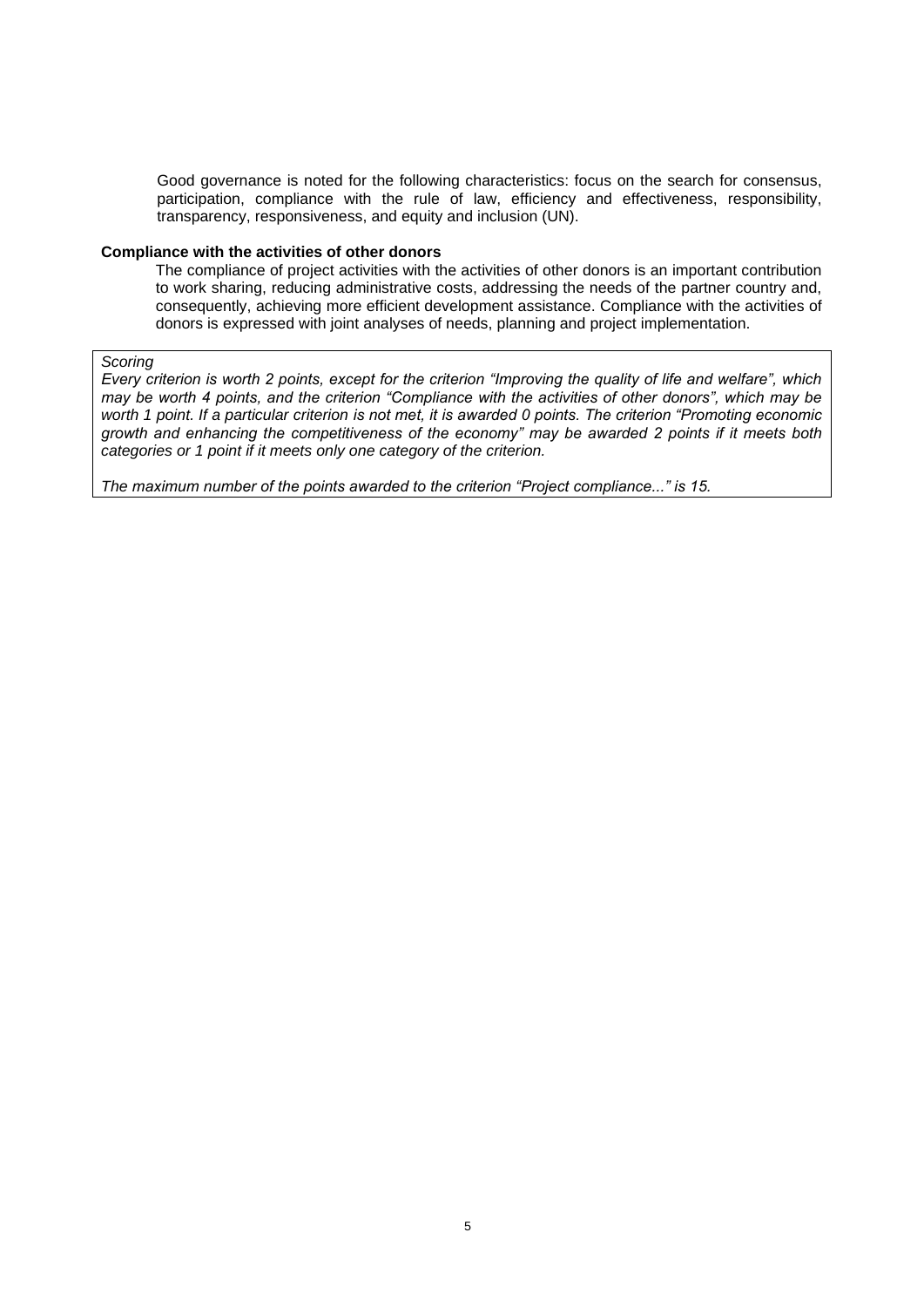Good governance is noted for the following characteristics: focus on the search for consensus, participation, compliance with the rule of law, efficiency and effectiveness, responsibility, transparency, responsiveness, and equity and inclusion (UN).

**Compliance with the activities of other donors**

The compliance of project activities with the activities of other donors is an important contribution to work sharing, reducing administrative costs, addressing the needs of the partner country and, consequently, achieving more efficient development assistance. Compliance with the activities of donors is expressed with joint analyses of needs, planning and project implementation.

*Scoring*

*Every criterion is worth 2 points, except for the criterion "Improving the quality of life and welfare", which may be worth 4 points, and the criterion "Compliance with the activities of other donors", which may be worth 1 point. If a particular criterion is not met, it is awarded 0 points. The criterion "Promoting economic growth and enhancing the competitiveness of the economy" may be awarded 2 points if it meets both categories or 1 point if it meets only one category of the criterion.*

*The maximum number of the points awarded to the criterion "Project compliance..." is 15.*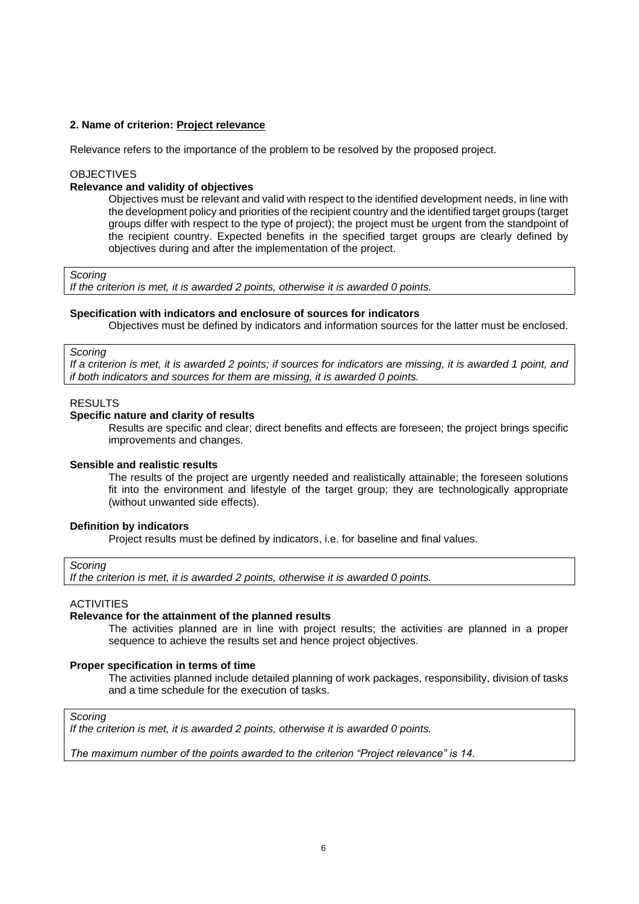## 2. Name of criterion: Project relevance

Relevance refers to the importance of the problem to be resolved by the proposed project.

OBJECTIVES

**Relevance and validity of objectives**

Objectives must be relevant and valid with respect to the identified development needs, in line with the development policy and priorities of the recipient country and the identified target groups (target groups differ with respect to the type of project); the project must be urgent from the standpoint of the recipient country. Expected benefits in the specified target groups are clearly defined by objectives during and after the implementation of the project.

> *Scoring*
> *If the criterion is met, it is awarded 2 points, otherwise it is awarded 0 points.*

**Specification with indicators and enclosure of sources for indicators**

Objectives must be defined by indicators and information sources for the latter must be enclosed.

> *Scoring*
> *If a criterion is met, it is awarded 2 points; if sources for indicators are missing, it is awarded 1 point, and if both indicators and sources for them are missing, it is awarded 0 points.*

RESULTS

**Specific nature and clarity of results**

Results are specific and clear; direct benefits and effects are foreseen; the project brings specific improvements and changes.

**Sensible and realistic results**

The results of the project are urgently needed and realistically attainable; the foreseen solutions fit into the environment and lifestyle of the target group; they are technologically appropriate (without unwanted side effects).

**Definition by indicators**

Project results must be defined by indicators, i.e. for baseline and final values.

> *Scoring*
> *If the criterion is met, it is awarded 2 points, otherwise it is awarded 0 points.*

ACTIVITIES

**Relevance for the attainment of the planned results**

The activities planned are in line with project results; the activities are planned in a proper sequence to achieve the results set and hence project objectives.

**Proper specification in terms of time**

The activities planned include detailed planning of work packages, responsibility, division of tasks and a time schedule for the execution of tasks.

> *Scoring*
> *If the criterion is met, it is awarded 2 points, otherwise it is awarded 0 points.*
>
> *The maximum number of the points awarded to the criterion "Project relevance" is 14.*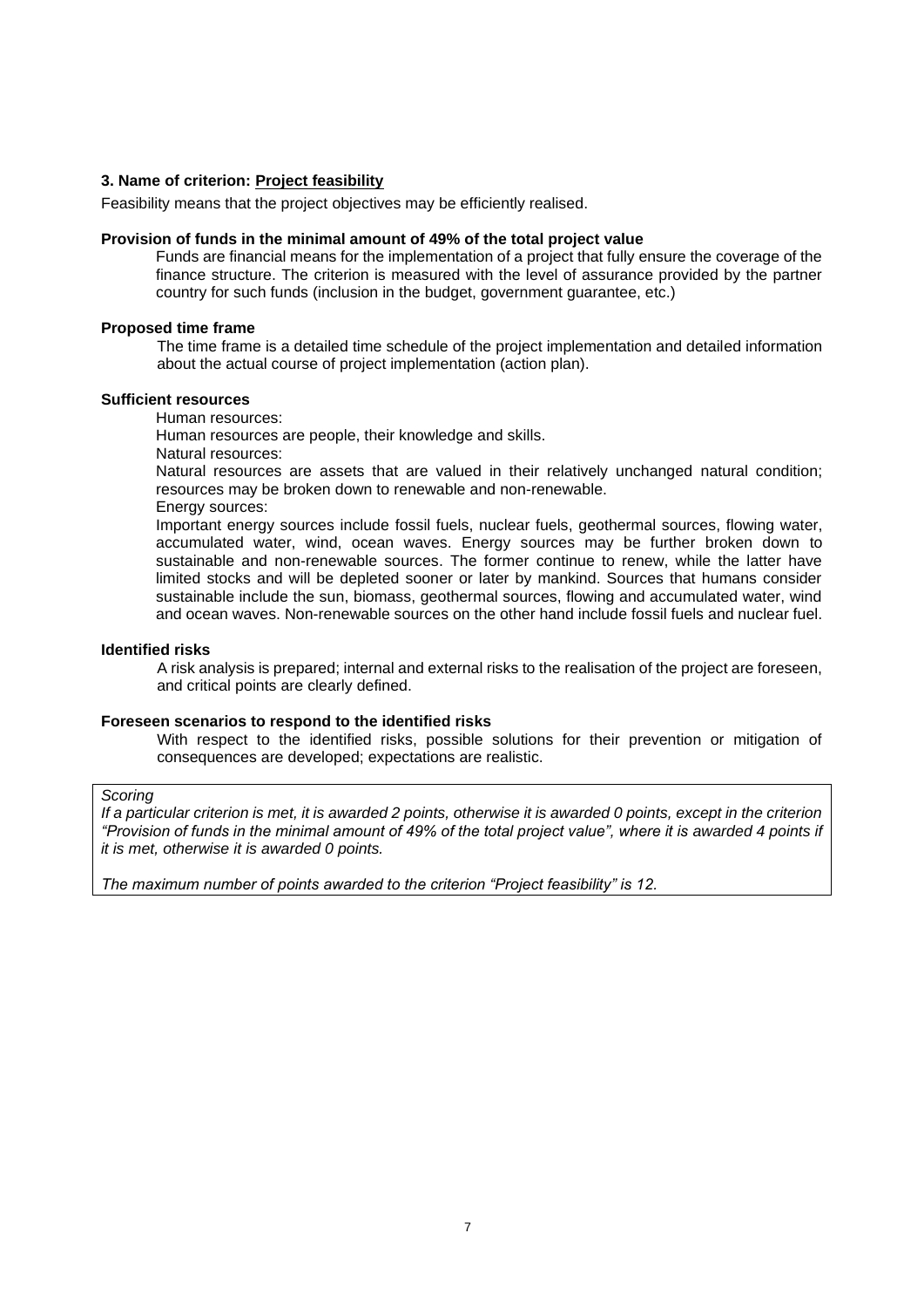### 3. Name of criterion: Project feasibility

Feasibility means that the project objectives may be efficiently realised.

**Provision of funds in the minimal amount of 49% of the total project value**

Funds are financial means for the implementation of a project that fully ensure the coverage of the finance structure. The criterion is measured with the level of assurance provided by the partner country for such funds (inclusion in the budget, government guarantee, etc.)

**Proposed time frame**

The time frame is a detailed time schedule of the project implementation and detailed information about the actual course of project implementation (action plan).

**Sufficient resources**

Human resources:

Human resources are people, their knowledge and skills.

Natural resources:

Natural resources are assets that are valued in their relatively unchanged natural condition; resources may be broken down to renewable and non-renewable.

Energy sources:

Important energy sources include fossil fuels, nuclear fuels, geothermal sources, flowing water, accumulated water, wind, ocean waves. Energy sources may be further broken down to sustainable and non-renewable sources. The former continue to renew, while the latter have limited stocks and will be depleted sooner or later by mankind. Sources that humans consider sustainable include the sun, biomass, geothermal sources, flowing and accumulated water, wind and ocean waves. Non-renewable sources on the other hand include fossil fuels and nuclear fuel.

**Identified risks**

A risk analysis is prepared; internal and external risks to the realisation of the project are foreseen, and critical points are clearly defined.

**Foreseen scenarios to respond to the identified risks**

With respect to the identified risks, possible solutions for their prevention or mitigation of consequences are developed; expectations are realistic.

*Scoring*

*If a particular criterion is met, it is awarded 2 points, otherwise it is awarded 0 points, except in the criterion "Provision of funds in the minimal amount of 49% of the total project value", where it is awarded 4 points if it is met, otherwise it is awarded 0 points.*

*The maximum number of points awarded to the criterion "Project feasibility" is 12.*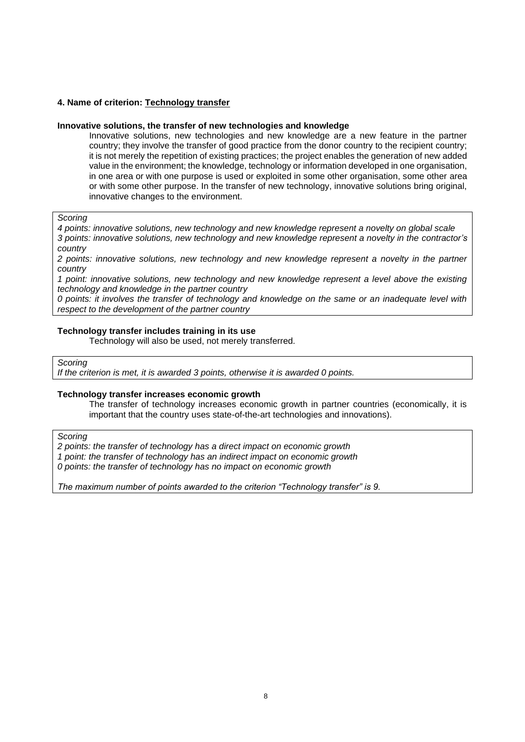#### 4. Name of criterion: Technology transfer

**Innovative solutions, the transfer of new technologies and knowledge**

Innovative solutions, new technologies and new knowledge are a new feature in the partner country; they involve the transfer of good practice from the donor country to the recipient country; it is not merely the repetition of existing practices; the project enables the generation of new added value in the environment; the knowledge, technology or information developed in one organisation, in one area or with one purpose is used or exploited in some other organisation, some other area or with some other purpose. In the transfer of new technology, innovative solutions bring original, innovative changes to the environment.

*Scoring*

*4 points: innovative solutions, new technology and new knowledge represent a novelty on global scale*
*3 points: innovative solutions, new technology and new knowledge represent a novelty in the contractor's country*
*2 points: innovative solutions, new technology and new knowledge represent a novelty in the partner country*
*1 point: innovative solutions, new technology and new knowledge represent a level above the existing technology and knowledge in the partner country*
*0 points: it involves the transfer of technology and knowledge on the same or an inadequate level with respect to the development of the partner country*

**Technology transfer includes training in its use**

Technology will also be used, not merely transferred.

*Scoring*

*If the criterion is met, it is awarded 3 points, otherwise it is awarded 0 points.*

**Technology transfer increases economic growth**

The transfer of technology increases economic growth in partner countries (economically, it is important that the country uses state-of-the-art technologies and innovations).

*Scoring*

*2 points: the transfer of technology has a direct impact on economic growth*
*1 point: the transfer of technology has an indirect impact on economic growth*
*0 points: the transfer of technology has no impact on economic growth*

*The maximum number of points awarded to the criterion "Technology transfer" is 9.*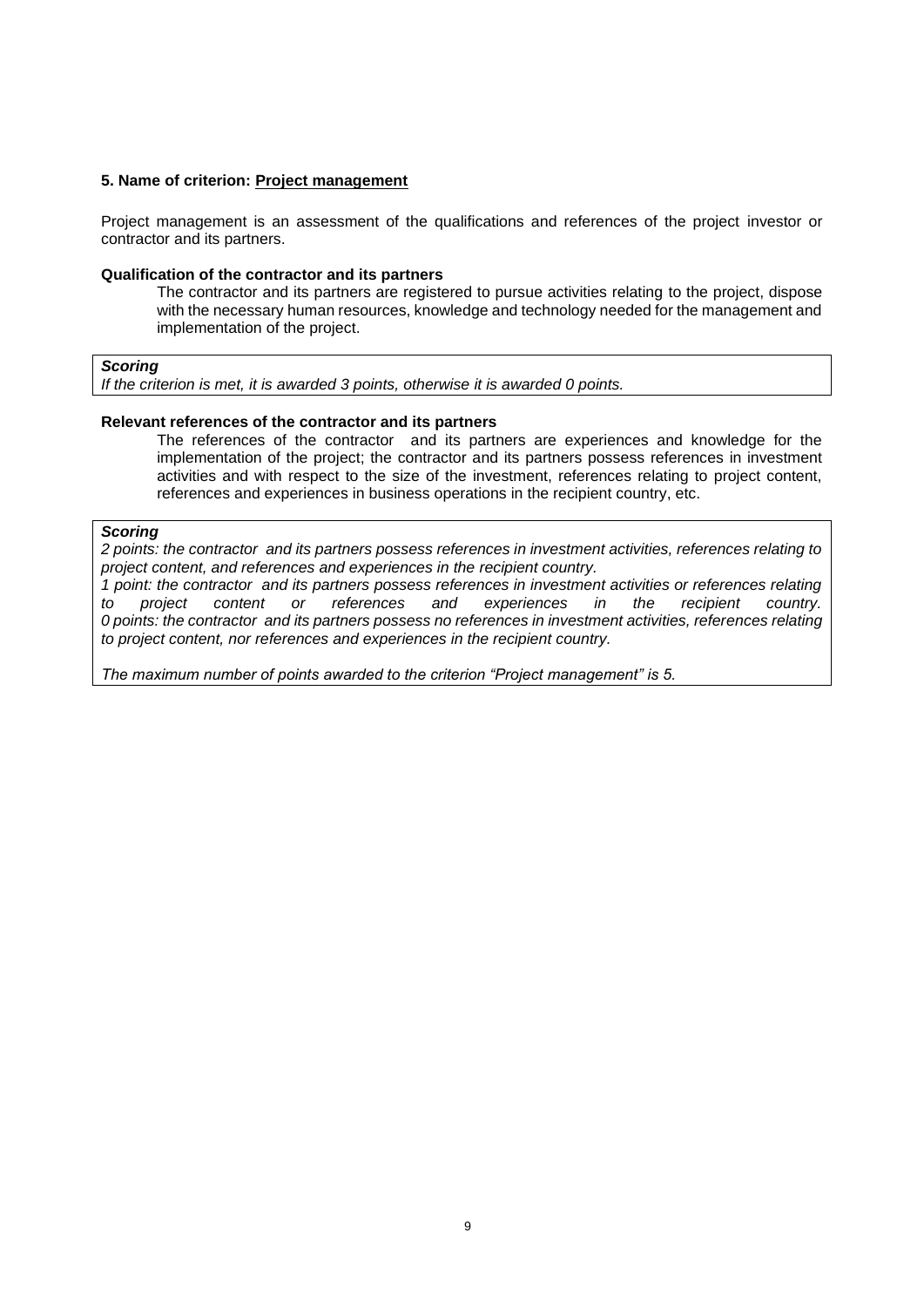**5. Name of criterion: Project management**

Project management is an assessment of the qualifications and references of the project investor or contractor and its partners.

**Qualification of the contractor and its partners**

The contractor and its partners are registered to pursue activities relating to the project, dispose with the necessary human resources, knowledge and technology needed for the management and implementation of the project.

***Scoring***

*If the criterion is met, it is awarded 3 points, otherwise it is awarded 0 points.*

**Relevant references of the contractor and its partners**

The references of the contractor and its partners are experiences and knowledge for the implementation of the project; the contractor and its partners possess references in investment activities and with respect to the size of the investment, references relating to project content, references and experiences in business operations in the recipient country, etc.

***Scoring***

*2 points: the contractor and its partners possess references in investment activities, references relating to project content, and references and experiences in the recipient country.*

*1 point: the contractor and its partners possess references in investment activities or references relating to project content or references and experiences in the recipient country.*

*0 points: the contractor and its partners possess no references in investment activities, references relating to project content, nor references and experiences in the recipient country.*

*The maximum number of points awarded to the criterion "Project management" is 5.*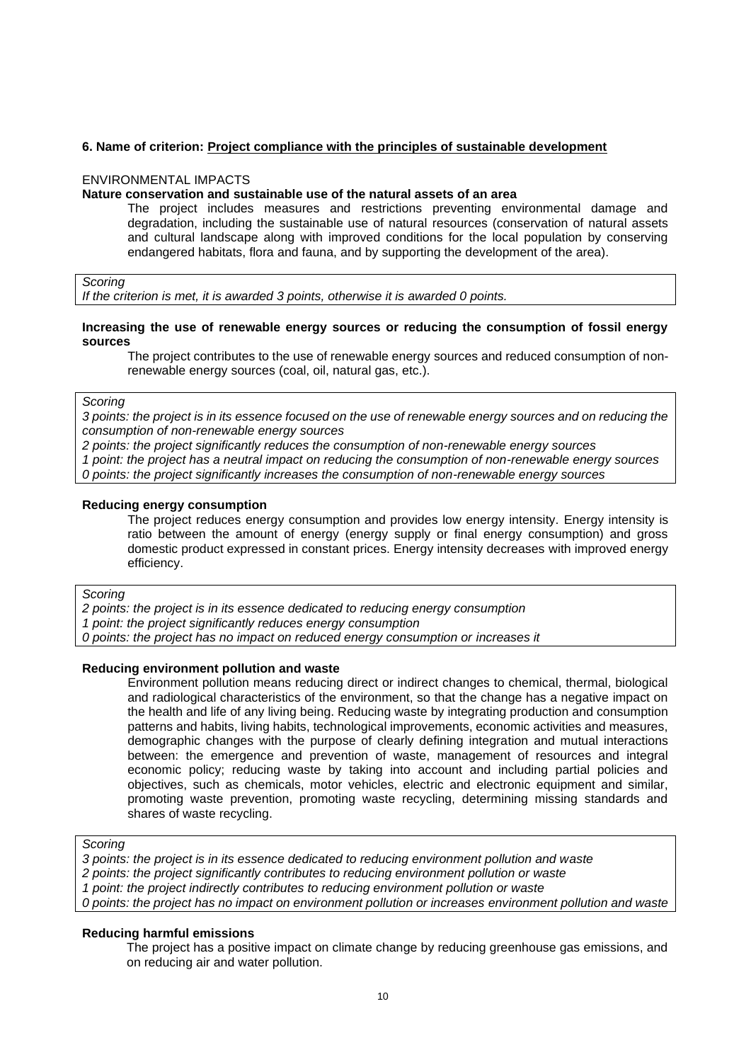### 6. Name of criterion: <u>Project compliance with the principles of sustainable development</u>

ENVIRONMENTAL IMPACTS

**Nature conservation and sustainable use of the natural assets of an area**

The project includes measures and restrictions preventing environmental damage and degradation, including the sustainable use of natural resources (conservation of natural assets and cultural landscape along with improved conditions for the local population by conserving endangered habitats, flora and fauna, and by supporting the development of the area).

*Scoring*
*If the criterion is met, it is awarded 3 points, otherwise it is awarded 0 points.*

**Increasing the use of renewable energy sources or reducing the consumption of fossil energy sources**

The project contributes to the use of renewable energy sources and reduced consumption of non-renewable energy sources (coal, oil, natural gas, etc.).

*Scoring*
*3 points: the project is in its essence focused on the use of renewable energy sources and on reducing the consumption of non-renewable energy sources*
*2 points: the project significantly reduces the consumption of non-renewable energy sources*
*1 point: the project has a neutral impact on reducing the consumption of non-renewable energy sources*
*0 points: the project significantly increases the consumption of non-renewable energy sources*

**Reducing energy consumption**

The project reduces energy consumption and provides low energy intensity. Energy intensity is ratio between the amount of energy (energy supply or final energy consumption) and gross domestic product expressed in constant prices. Energy intensity decreases with improved energy efficiency.

*Scoring*
*2 points: the project is in its essence dedicated to reducing energy consumption*
*1 point: the project significantly reduces energy consumption*
*0 points: the project has no impact on reduced energy consumption or increases it*

**Reducing environment pollution and waste**

Environment pollution means reducing direct or indirect changes to chemical, thermal, biological and radiological characteristics of the environment, so that the change has a negative impact on the health and life of any living being. Reducing waste by integrating production and consumption patterns and habits, living habits, technological improvements, economic activities and measures, demographic changes with the purpose of clearly defining integration and mutual interactions between: the emergence and prevention of waste, management of resources and integral economic policy; reducing waste by taking into account and including partial policies and objectives, such as chemicals, motor vehicles, electric and electronic equipment and similar, promoting waste prevention, promoting waste recycling, determining missing standards and shares of waste recycling.

*Scoring*
*3 points: the project is in its essence dedicated to reducing environment pollution and waste*
*2 points: the project significantly contributes to reducing environment pollution or waste*
*1 point: the project indirectly contributes to reducing environment pollution or waste*
*0 points: the project has no impact on environment pollution or increases environment pollution and waste*

**Reducing harmful emissions**

The project has a positive impact on climate change by reducing greenhouse gas emissions, and on reducing air and water pollution.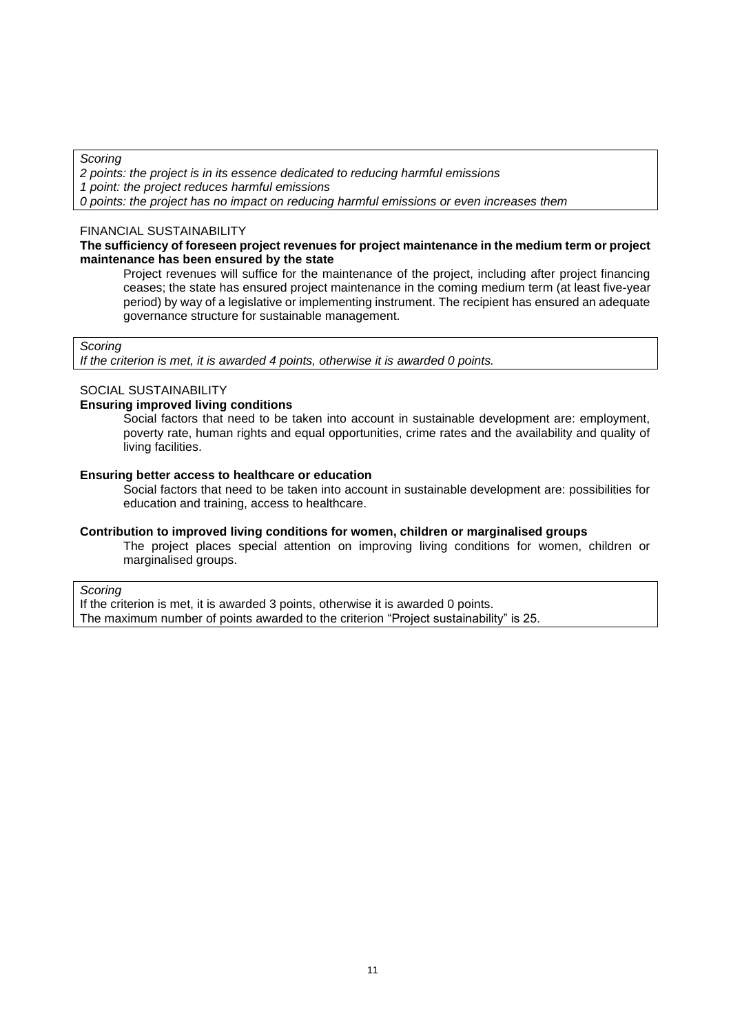*Scoring*
*2 points: the project is in its essence dedicated to reducing harmful emissions*
*1 point: the project reduces harmful emissions*
*0 points: the project has no impact on reducing harmful emissions or even increases them*

FINANCIAL SUSTAINABILITY

**The sufficiency of foreseen project revenues for project maintenance in the medium term or project maintenance has been ensured by the state**

Project revenues will suffice for the maintenance of the project, including after project financing ceases; the state has ensured project maintenance in the coming medium term (at least five-year period) by way of a legislative or implementing instrument. The recipient has ensured an adequate governance structure for sustainable management.

*Scoring*
*If the criterion is met, it is awarded 4 points, otherwise it is awarded 0 points.*

SOCIAL SUSTAINABILITY

**Ensuring improved living conditions**

Social factors that need to be taken into account in sustainable development are: employment, poverty rate, human rights and equal opportunities, crime rates and the availability and quality of living facilities.

**Ensuring better access to healthcare or education**

Social factors that need to be taken into account in sustainable development are: possibilities for education and training, access to healthcare.

**Contribution to improved living conditions for women, children or marginalised groups**

The project places special attention on improving living conditions for women, children or marginalised groups.

*Scoring*
If the criterion is met, it is awarded 3 points, otherwise it is awarded 0 points.
The maximum number of points awarded to the criterion "Project sustainability" is 25.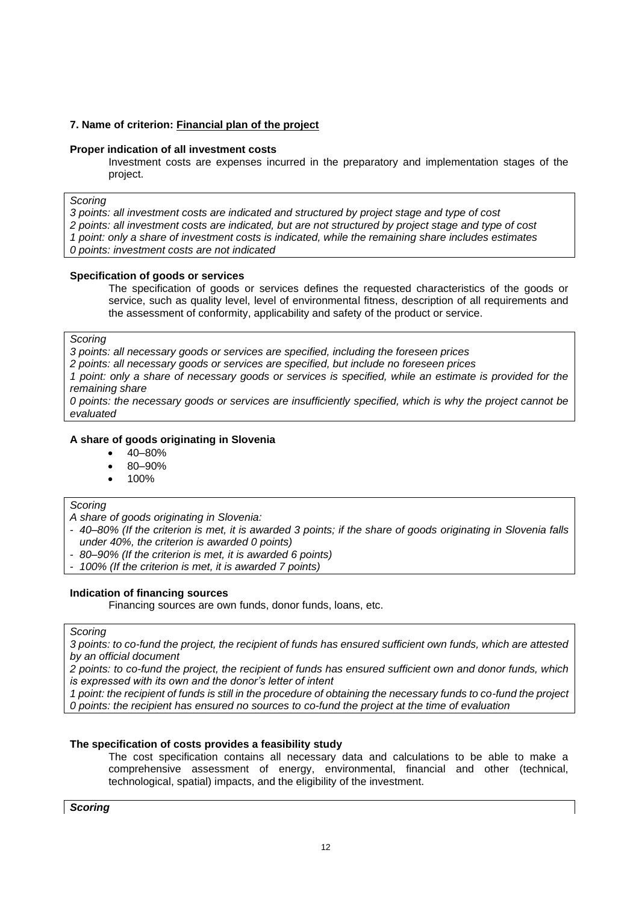**7. Name of criterion: Financial plan of the project**

**Proper indication of all investment costs**

Investment costs are expenses incurred in the preparatory and implementation stages of the project.

*Scoring*

*3 points: all investment costs are indicated and structured by project stage and type of cost*
*2 points: all investment costs are indicated, but are not structured by project stage and type of cost*
*1 point: only a share of investment costs is indicated, while the remaining share includes estimates*
*0 points: investment costs are not indicated*

**Specification of goods or services**

The specification of goods or services defines the requested characteristics of the goods or service, such as quality level, level of environmental fitness, description of all requirements and the assessment of conformity, applicability and safety of the product or service.

*Scoring*

*3 points: all necessary goods or services are specified, including the foreseen prices*
*2 points: all necessary goods or services are specified, but include no foreseen prices*
*1 point: only a share of necessary goods or services is specified, while an estimate is provided for the remaining share*
*0 points: the necessary goods or services are insufficiently specified, which is why the project cannot be evaluated*

**A share of goods originating in Slovenia**

- 40–80%
- 80–90%
- 100%

*Scoring*

*A share of goods originating in Slovenia:*

- *40–80% (If the criterion is met, it is awarded 3 points; if the share of goods originating in Slovenia falls under 40%, the criterion is awarded 0 points)*
- *80–90% (If the criterion is met, it is awarded 6 points)*
- *100% (If the criterion is met, it is awarded 7 points)*

**Indication of financing sources**

Financing sources are own funds, donor funds, loans, etc.

*Scoring*

*3 points: to co-fund the project, the recipient of funds has ensured sufficient own funds, which are attested by an official document*
*2 points: to co-fund the project, the recipient of funds has ensured sufficient own and donor funds, which is expressed with its own and the donor's letter of intent*
*1 point: the recipient of funds is still in the procedure of obtaining the necessary funds to co-fund the project*
*0 points: the recipient has ensured no sources to co-fund the project at the time of evaluation*

**The specification of costs provides a feasibility study**

The cost specification contains all necessary data and calculations to be able to make a comprehensive assessment of energy, environmental, financial and other (technical, technological, spatial) impacts, and the eligibility of the investment.

***Scoring***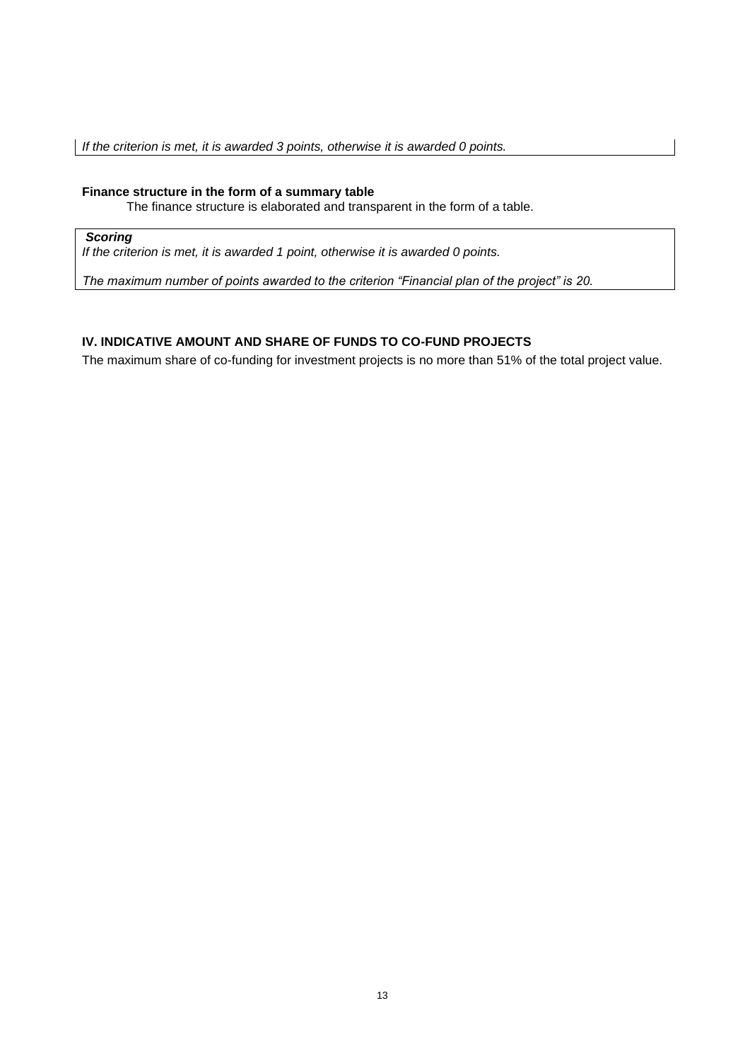*If the criterion is met, it is awarded 3 points, otherwise it is awarded 0 points.*

**Finance structure in the form of a summary table**

The finance structure is elaborated and transparent in the form of a table.

***Scoring***

*If the criterion is met, it is awarded 1 point, otherwise it is awarded 0 points.*

*The maximum number of points awarded to the criterion "Financial plan of the project" is 20.*

## IV. INDICATIVE AMOUNT AND SHARE OF FUNDS TO CO-FUND PROJECTS

The maximum share of co-funding for investment projects is no more than 51% of the total project value.